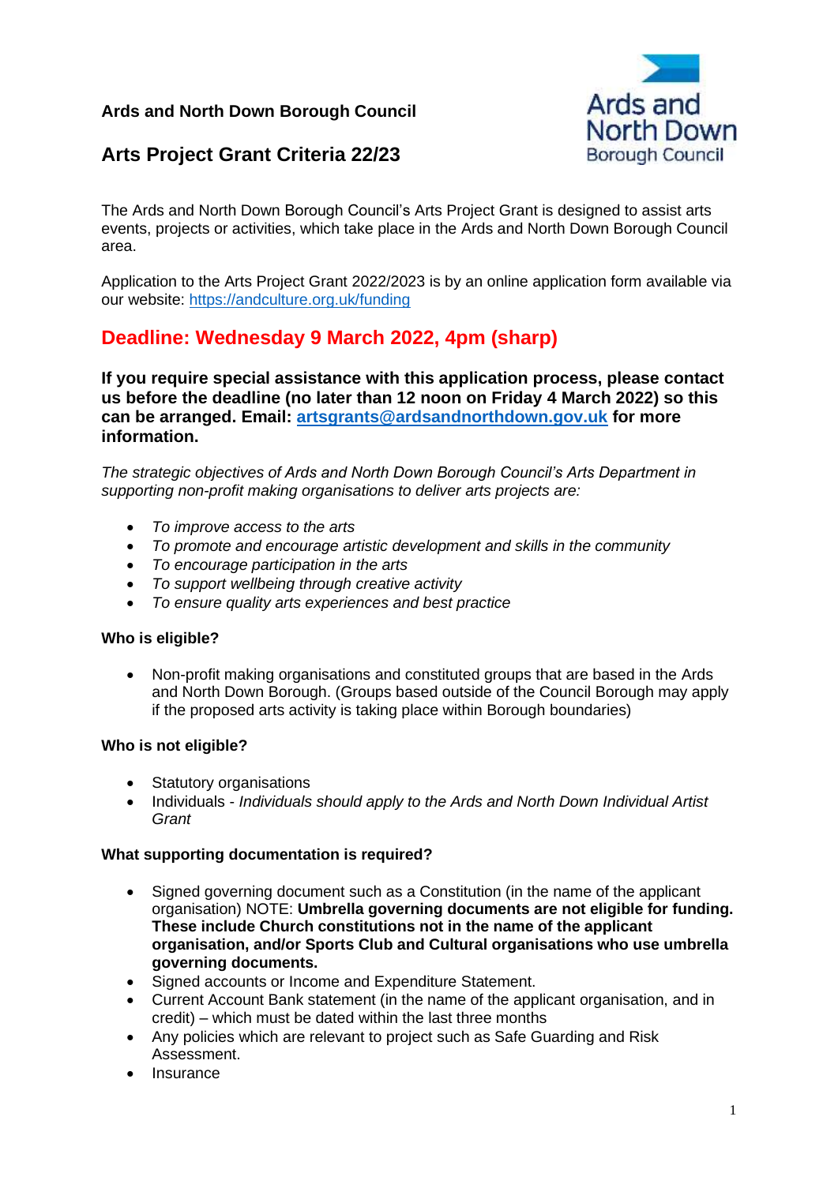**Ards and North Down Borough Council**

# Arts Project Grant Criteria 22/23

The Ards and North Down Borough Council's Arts Project Grant is designed to assist arts events, projects or activities, which take place in the Ards and North Down Borough Council area.

Application to the Arts Project Grant 2022/2023 is by an online application form available via our website: https://andculture.org.uk/funding

## Deadline: Wednesday 9 March 2022, 4pm (sharp)

**If you require special assistance with this application process, please contact us before the deadline (no later than 12 noon on Friday 4 March 2022) so this can be arranged. Email: artsgrants@ardsandnorthdown.gov.uk for more information.**

*The strategic objectives of Ards and North Down Borough Council's Arts Department in supporting non-profit making organisations to deliver arts projects are:*

- *To improve access to the arts*
- *To promote and encourage artistic development and skills in the community*
- *To encourage participation in the arts*
- *To support wellbeing through creative activity*
- *To ensure quality arts experiences and best practice*

### Who is eligible?

- Non-profit making organisations and constituted groups that are based in the Ards and North Down Borough. (Groups based outside of the Council Borough may apply if the proposed arts activity is taking place within Borough boundaries)

### Who is not eligible?

- Statutory organisations
- Individuals - *Individuals should apply to the Ards and North Down Individual Artist Grant*

### What supporting documentation is required?

- Signed governing document such as a Constitution (in the name of the applicant organisation) NOTE: **Umbrella governing documents are not eligible for funding. These include Church constitutions not in the name of the applicant organisation, and/or Sports Club and Cultural organisations who use umbrella governing documents.**
- Signed accounts or Income and Expenditure Statement.
- Current Account Bank statement (in the name of the applicant organisation, and in credit) – which must be dated within the last three months
- Any policies which are relevant to project such as Safe Guarding and Risk Assessment.
- Insurance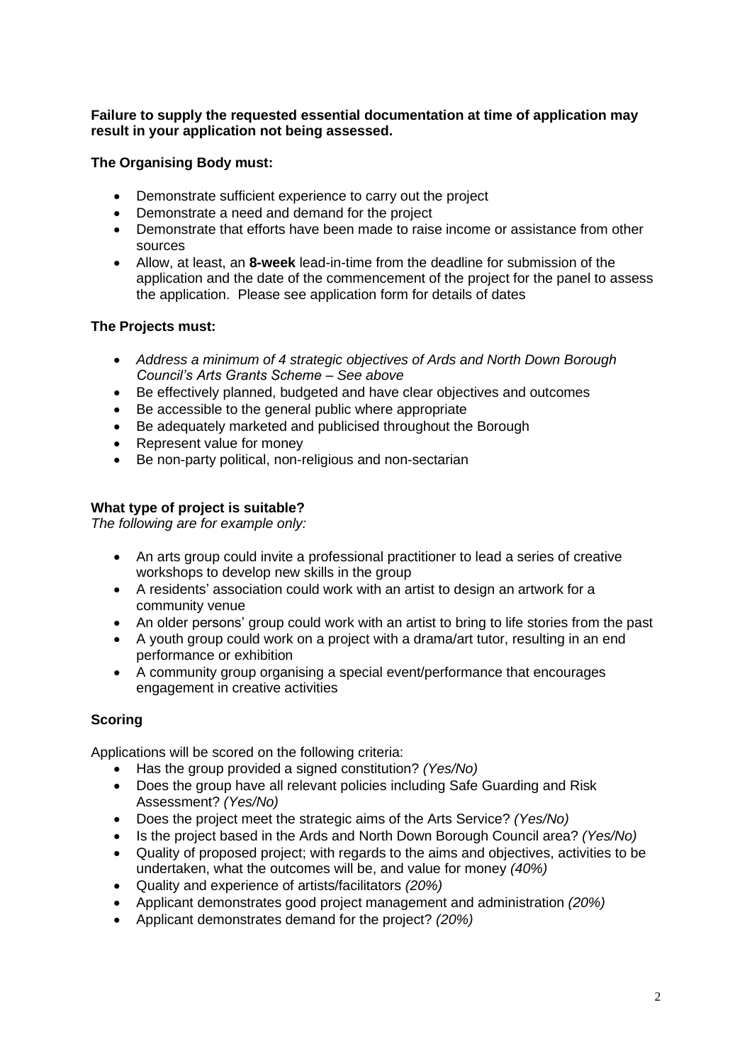**Failure to supply the requested essential documentation at time of application may result in your application not being assessed.**

**The Organising Body must:**

- Demonstrate sufficient experience to carry out the project
- Demonstrate a need and demand for the project
- Demonstrate that efforts have been made to raise income or assistance from other sources
- Allow, at least, an **8-week** lead-in-time from the deadline for submission of the application and the date of the commencement of the project for the panel to assess the application. Please see application form for details of dates

**The Projects must:**

- *Address a minimum of 4 strategic objectives of Ards and North Down Borough Council's Arts Grants Scheme – See above*
- Be effectively planned, budgeted and have clear objectives and outcomes
- Be accessible to the general public where appropriate
- Be adequately marketed and publicised throughout the Borough
- Represent value for money
- Be non-party political, non-religious and non-sectarian

**What type of project is suitable?**

*The following are for example only:*

- An arts group could invite a professional practitioner to lead a series of creative workshops to develop new skills in the group
- A residents' association could work with an artist to design an artwork for a community venue
- An older persons' group could work with an artist to bring to life stories from the past
- A youth group could work on a project with a drama/art tutor, resulting in an end performance or exhibition
- A community group organising a special event/performance that encourages engagement in creative activities

**Scoring**

Applications will be scored on the following criteria:

- Has the group provided a signed constitution? *(Yes/No)*
- Does the group have all relevant policies including Safe Guarding and Risk Assessment? *(Yes/No)*
- Does the project meet the strategic aims of the Arts Service? *(Yes/No)*
- Is the project based in the Ards and North Down Borough Council area? *(Yes/No)*
- Quality of proposed project; with regards to the aims and objectives, activities to be undertaken, what the outcomes will be, and value for money *(40%)*
- Quality and experience of artists/facilitators *(20%)*
- Applicant demonstrates good project management and administration *(20%)*
- Applicant demonstrates demand for the project? *(20%)*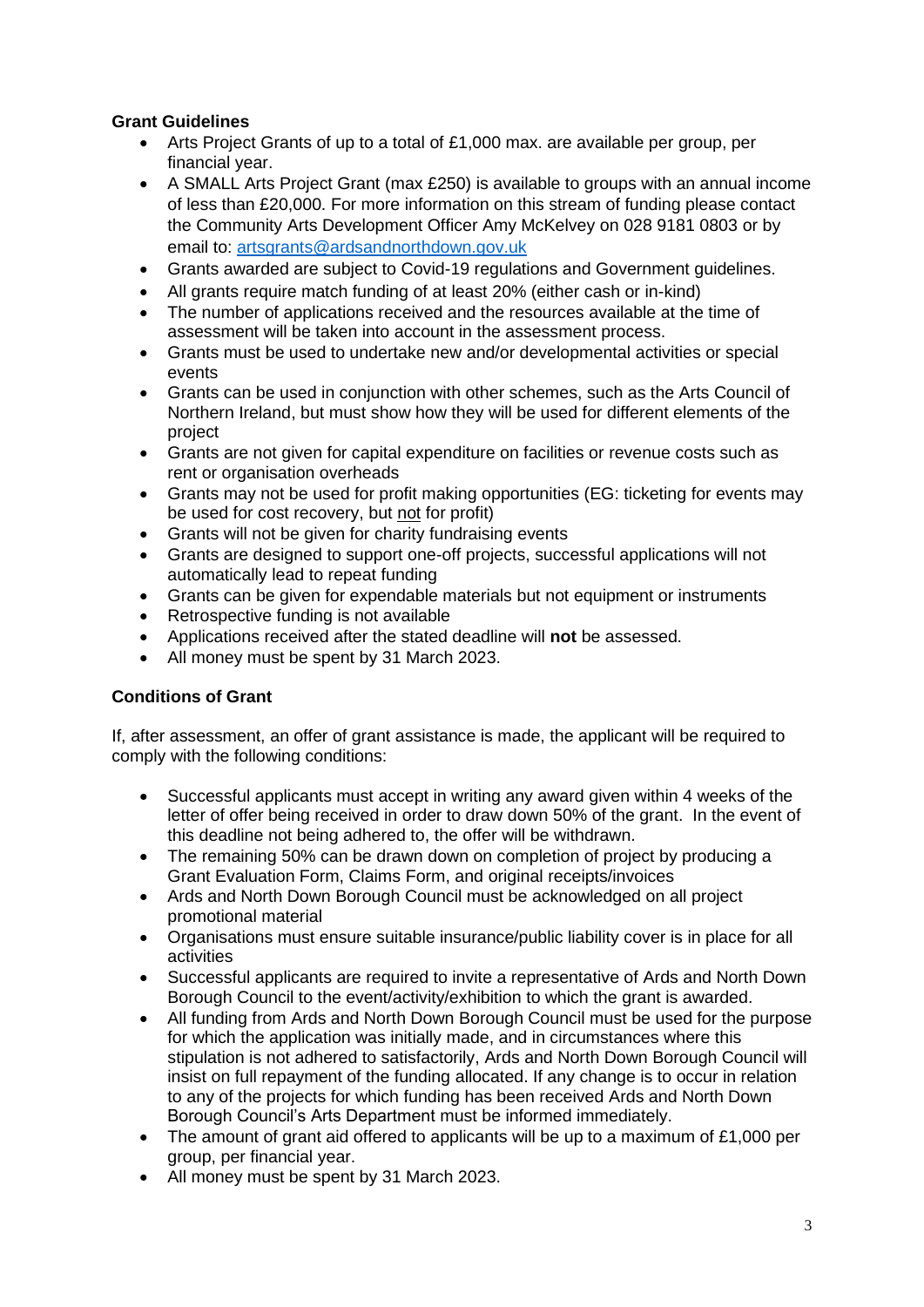**Grant Guidelines**

- Arts Project Grants of up to a total of £1,000 max. are available per group, per financial year.
- A SMALL Arts Project Grant (max £250) is available to groups with an annual income of less than £20,000. For more information on this stream of funding please contact the Community Arts Development Officer Amy McKelvey on 028 9181 0803 or by email to: [artsgrants@ardsandnorthdown.gov.uk](mailto:artsgrants@ardsandnorthdown.gov.uk)
- Grants awarded are subject to Covid-19 regulations and Government guidelines.
- All grants require match funding of at least 20% (either cash or in-kind)
- The number of applications received and the resources available at the time of assessment will be taken into account in the assessment process.
- Grants must be used to undertake new and/or developmental activities or special events
- Grants can be used in conjunction with other schemes, such as the Arts Council of Northern Ireland, but must show how they will be used for different elements of the project
- Grants are not given for capital expenditure on facilities or revenue costs such as rent or organisation overheads
- Grants may not be used for profit making opportunities (EG: ticketing for events may be used for cost recovery, but <u>not</u> for profit)
- Grants will not be given for charity fundraising events
- Grants are designed to support one-off projects, successful applications will not automatically lead to repeat funding
- Grants can be given for expendable materials but not equipment or instruments
- Retrospective funding is not available
- Applications received after the stated deadline will **not** be assessed.
- All money must be spent by 31 March 2023.

**Conditions of Grant**

If, after assessment, an offer of grant assistance is made, the applicant will be required to comply with the following conditions:

- Successful applicants must accept in writing any award given within 4 weeks of the letter of offer being received in order to draw down 50% of the grant. In the event of this deadline not being adhered to, the offer will be withdrawn.
- The remaining 50% can be drawn down on completion of project by producing a Grant Evaluation Form, Claims Form, and original receipts/invoices
- Ards and North Down Borough Council must be acknowledged on all project promotional material
- Organisations must ensure suitable insurance/public liability cover is in place for all activities
- Successful applicants are required to invite a representative of Ards and North Down Borough Council to the event/activity/exhibition to which the grant is awarded.
- All funding from Ards and North Down Borough Council must be used for the purpose for which the application was initially made, and in circumstances where this stipulation is not adhered to satisfactorily, Ards and North Down Borough Council will insist on full repayment of the funding allocated. If any change is to occur in relation to any of the projects for which funding has been received Ards and North Down Borough Council's Arts Department must be informed immediately.
- The amount of grant aid offered to applicants will be up to a maximum of £1,000 per group, per financial year.
- All money must be spent by 31 March 2023.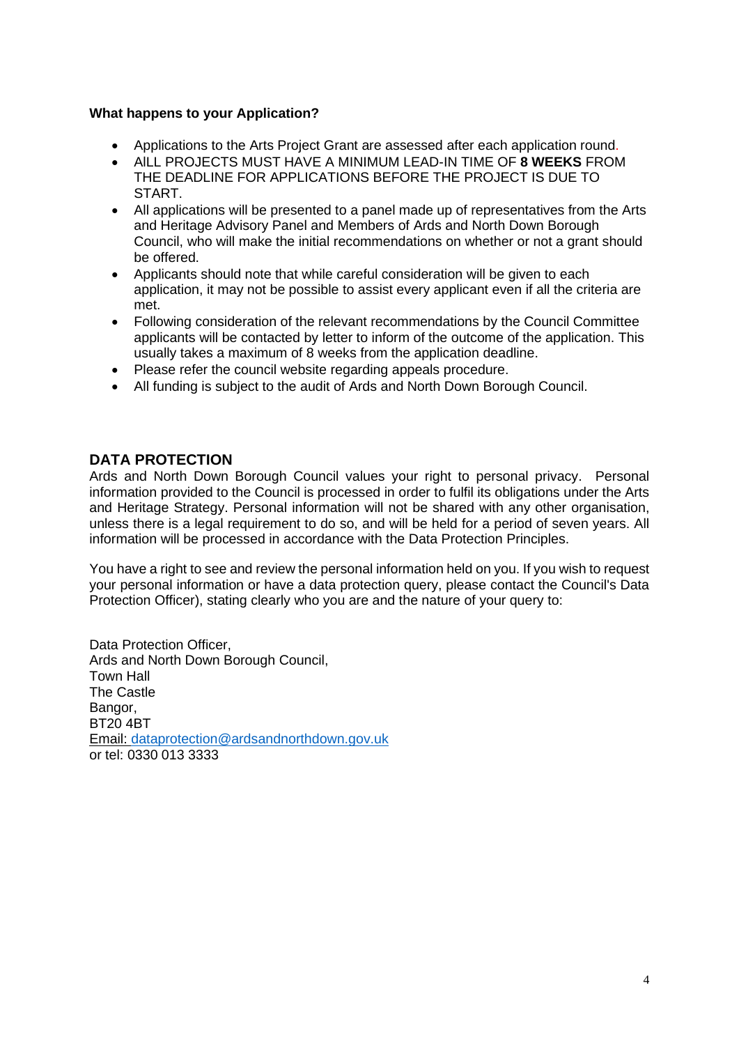**What happens to your Application?**

- Applications to the Arts Project Grant are assessed after each application round.
- AlLL PROJECTS MUST HAVE A MINIMUM LEAD-IN TIME OF **8 WEEKS** FROM THE DEADLINE FOR APPLICATIONS BEFORE THE PROJECT IS DUE TO START.
- All applications will be presented to a panel made up of representatives from the Arts and Heritage Advisory Panel and Members of Ards and North Down Borough Council, who will make the initial recommendations on whether or not a grant should be offered.
- Applicants should note that while careful consideration will be given to each application, it may not be possible to assist every applicant even if all the criteria are met.
- Following consideration of the relevant recommendations by the Council Committee applicants will be contacted by letter to inform of the outcome of the application. This usually takes a maximum of 8 weeks from the application deadline.
- Please refer the council website regarding appeals procedure.
- All funding is subject to the audit of Ards and North Down Borough Council.

## DATA PROTECTION

Ards and North Down Borough Council values your right to personal privacy. Personal information provided to the Council is processed in order to fulfil its obligations under the Arts and Heritage Strategy. Personal information will not be shared with any other organisation, unless there is a legal requirement to do so, and will be held for a period of seven years. All information will be processed in accordance with the Data Protection Principles.

You have a right to see and review the personal information held on you. If you wish to request your personal information or have a data protection query, please contact the Council's Data Protection Officer), stating clearly who you are and the nature of your query to:

Data Protection Officer,
Ards and North Down Borough Council,
Town Hall
The Castle
Bangor,
BT20 4BT
Email: dataprotection@ardsandnorthdown.gov.uk
or tel: 0330 013 3333